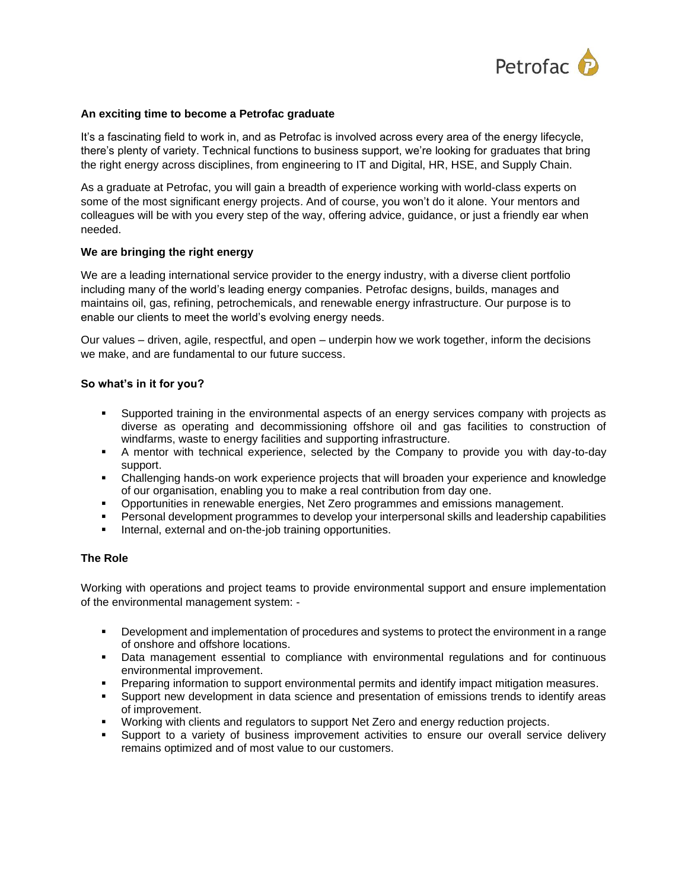## An exciting time to become a Petrofac graduate

It's a fascinating field to work in, and as Petrofac is involved across every area of the energy lifecycle, there's plenty of variety. Technical functions to business support, we're looking for graduates that bring the right energy across disciplines, from engineering to IT and Digital, HR, HSE, and Supply Chain.

As a graduate at Petrofac, you will gain a breadth of experience working with world-class experts on some of the most significant energy projects. And of course, you won't do it alone. Your mentors and colleagues will be with you every step of the way, offering advice, guidance, or just a friendly ear when needed.

## We are bringing the right energy

We are a leading international service provider to the energy industry, with a diverse client portfolio including many of the world's leading energy companies. Petrofac designs, builds, manages and maintains oil, gas, refining, petrochemicals, and renewable energy infrastructure. Our purpose is to enable our clients to meet the world's evolving energy needs.

Our values – driven, agile, respectful, and open – underpin how we work together, inform the decisions we make, and are fundamental to our future success.

## So what's in it for you?

- Supported training in the environmental aspects of an energy services company with projects as diverse as operating and decommissioning offshore oil and gas facilities to construction of windfarms, waste to energy facilities and supporting infrastructure.
- A mentor with technical experience, selected by the Company to provide you with day-to-day support.
- Challenging hands-on work experience projects that will broaden your experience and knowledge of our organisation, enabling you to make a real contribution from day one.
- Opportunities in renewable energies, Net Zero programmes and emissions management.
- Personal development programmes to develop your interpersonal skills and leadership capabilities
- Internal, external and on-the-job training opportunities.

## The Role

Working with operations and project teams to provide environmental support and ensure implementation of the environmental management system: -

- Development and implementation of procedures and systems to protect the environment in a range of onshore and offshore locations.
- Data management essential to compliance with environmental regulations and for continuous environmental improvement.
- Preparing information to support environmental permits and identify impact mitigation measures.
- Support new development in data science and presentation of emissions trends to identify areas of improvement.
- Working with clients and regulators to support Net Zero and energy reduction projects.
- Support to a variety of business improvement activities to ensure our overall service delivery remains optimized and of most value to our customers.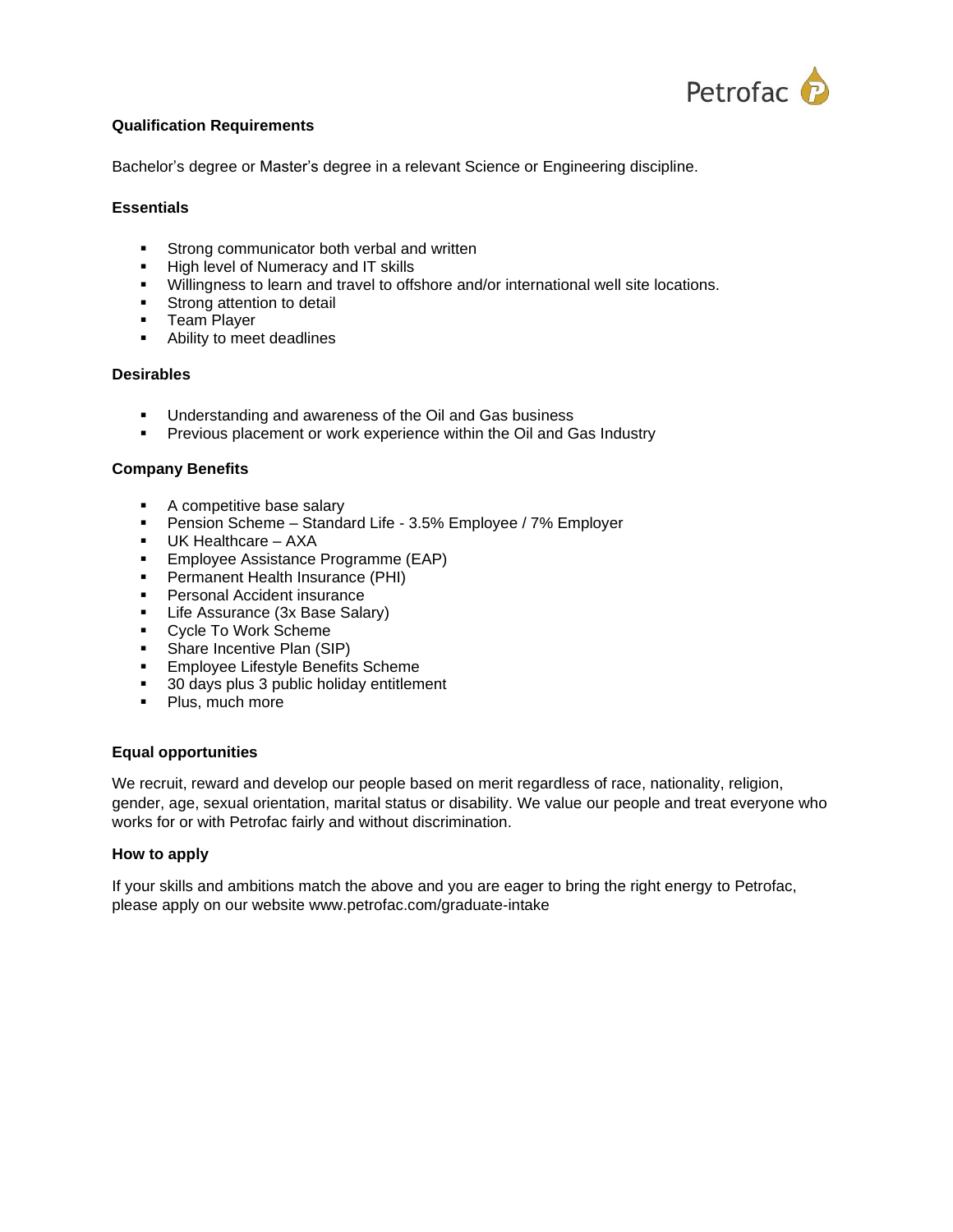**Qualification Requirements**

Bachelor's degree or Master's degree in a relevant Science or Engineering discipline.

**Essentials**

- Strong communicator both verbal and written
- High level of Numeracy and IT skills
- Willingness to learn and travel to offshore and/or international well site locations.
- Strong attention to detail
- Team Player
- Ability to meet deadlines

**Desirables**

- Understanding and awareness of the Oil and Gas business
- Previous placement or work experience within the Oil and Gas Industry

**Company Benefits**

- A competitive base salary
- Pension Scheme – Standard Life - 3.5% Employee / 7% Employer
- UK Healthcare – AXA
- Employee Assistance Programme (EAP)
- Permanent Health Insurance (PHI)
- Personal Accident insurance
- Life Assurance (3x Base Salary)
- Cycle To Work Scheme
- Share Incentive Plan (SIP)
- Employee Lifestyle Benefits Scheme
- 30 days plus 3 public holiday entitlement
- Plus, much more

**Equal opportunities**

We recruit, reward and develop our people based on merit regardless of race, nationality, religion, gender, age, sexual orientation, marital status or disability. We value our people and treat everyone who works for or with Petrofac fairly and without discrimination.

**How to apply**

If your skills and ambitions match the above and you are eager to bring the right energy to Petrofac, please apply on our website www.petrofac.com/graduate-intake